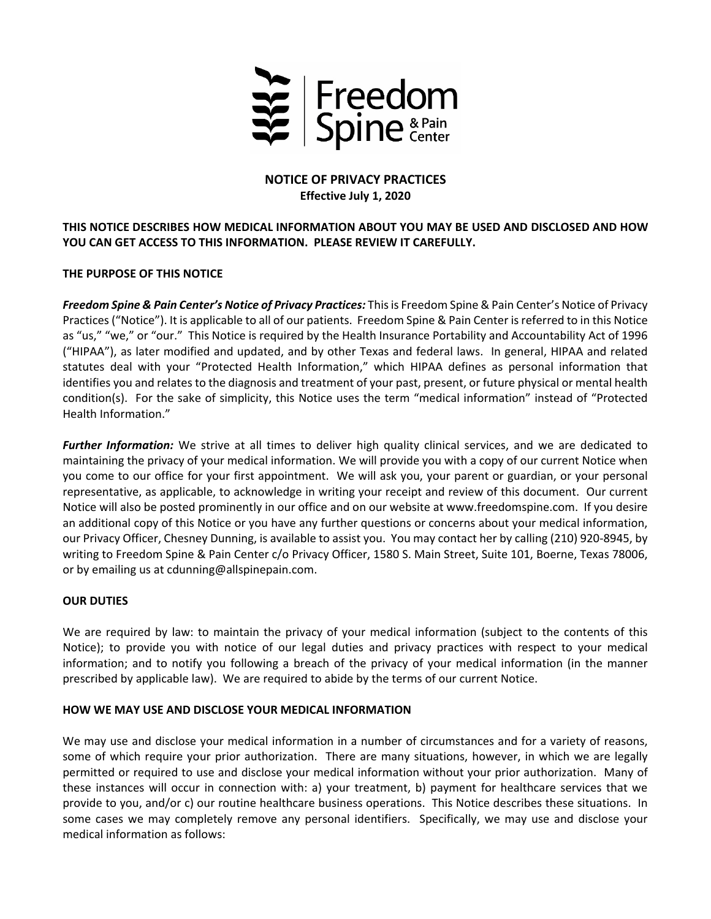Freedom Spine & Pain Center

# NOTICE OF PRIVACY PRACTICES

**Effective July 1, 2020**

**THIS NOTICE DESCRIBES HOW MEDICAL INFORMATION ABOUT YOU MAY BE USED AND DISCLOSED AND HOW YOU CAN GET ACCESS TO THIS INFORMATION. PLEASE REVIEW IT CAREFULLY.**

## THE PURPOSE OF THIS NOTICE

***Freedom Spine & Pain Center's Notice of Privacy Practices:*** This is Freedom Spine & Pain Center's Notice of Privacy Practices ("Notice"). It is applicable to all of our patients. Freedom Spine & Pain Center is referred to in this Notice as "us," "we," or "our." This Notice is required by the Health Insurance Portability and Accountability Act of 1996 ("HIPAA"), as later modified and updated, and by other Texas and federal laws. In general, HIPAA and related statutes deal with your "Protected Health Information," which HIPAA defines as personal information that identifies you and relates to the diagnosis and treatment of your past, present, or future physical or mental health condition(s). For the sake of simplicity, this Notice uses the term "medical information" instead of "Protected Health Information."

***Further Information:*** We strive at all times to deliver high quality clinical services, and we are dedicated to maintaining the privacy of your medical information. We will provide you with a copy of our current Notice when you come to our office for your first appointment. We will ask you, your parent or guardian, or your personal representative, as applicable, to acknowledge in writing your receipt and review of this document. Our current Notice will also be posted prominently in our office and on our website at www.freedomspine.com. If you desire an additional copy of this Notice or you have any further questions or concerns about your medical information, our Privacy Officer, Chesney Dunning, is available to assist you. You may contact her by calling (210) 920-8945, by writing to Freedom Spine & Pain Center c/o Privacy Officer, 1580 S. Main Street, Suite 101, Boerne, Texas 78006, or by emailing us at cdunning@allspinepain.com.

## OUR DUTIES

We are required by law: to maintain the privacy of your medical information (subject to the contents of this Notice); to provide you with notice of our legal duties and privacy practices with respect to your medical information; and to notify you following a breach of the privacy of your medical information (in the manner prescribed by applicable law). We are required to abide by the terms of our current Notice.

## HOW WE MAY USE AND DISCLOSE YOUR MEDICAL INFORMATION

We may use and disclose your medical information in a number of circumstances and for a variety of reasons, some of which require your prior authorization. There are many situations, however, in which we are legally permitted or required to use and disclose your medical information without your prior authorization. Many of these instances will occur in connection with: a) your treatment, b) payment for healthcare services that we provide to you, and/or c) our routine healthcare business operations. This Notice describes these situations. In some cases we may completely remove any personal identifiers. Specifically, we may use and disclose your medical information as follows: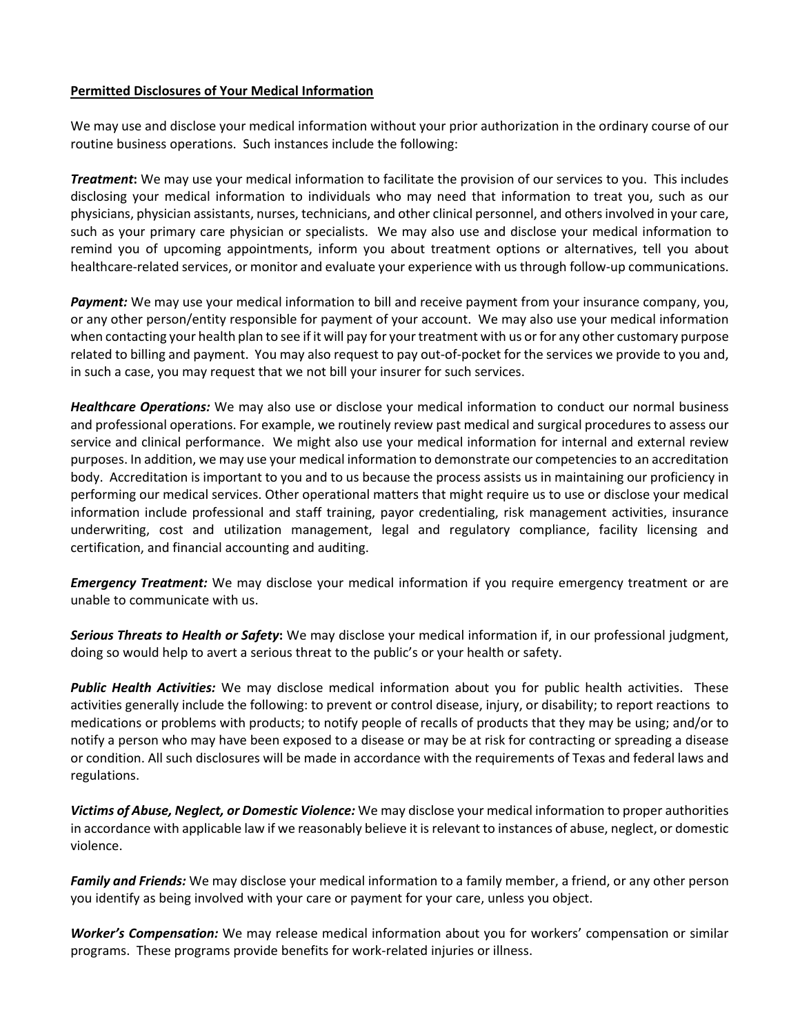**Permitted Disclosures of Your Medical Information**

We may use and disclose your medical information without your prior authorization in the ordinary course of our routine business operations. Such instances include the following:

***Treatment*:** We may use your medical information to facilitate the provision of our services to you. This includes disclosing your medical information to individuals who may need that information to treat you, such as our physicians, physician assistants, nurses, technicians, and other clinical personnel, and others involved in your care, such as your primary care physician or specialists. We may also use and disclose your medical information to remind you of upcoming appointments, inform you about treatment options or alternatives, tell you about healthcare-related services, or monitor and evaluate your experience with us through follow-up communications.

***Payment:*** We may use your medical information to bill and receive payment from your insurance company, you, or any other person/entity responsible for payment of your account. We may also use your medical information when contacting your health plan to see if it will pay for your treatment with us or for any other customary purpose related to billing and payment. You may also request to pay out-of-pocket for the services we provide to you and, in such a case, you may request that we not bill your insurer for such services.

***Healthcare Operations:*** We may also use or disclose your medical information to conduct our normal business and professional operations. For example, we routinely review past medical and surgical procedures to assess our service and clinical performance. We might also use your medical information for internal and external review purposes. In addition, we may use your medical information to demonstrate our competencies to an accreditation body. Accreditation is important to you and to us because the process assists us in maintaining our proficiency in performing our medical services. Other operational matters that might require us to use or disclose your medical information include professional and staff training, payor credentialing, risk management activities, insurance underwriting, cost and utilization management, legal and regulatory compliance, facility licensing and certification, and financial accounting and auditing.

***Emergency Treatment:*** We may disclose your medical information if you require emergency treatment or are unable to communicate with us.

***Serious Threats to Health or Safety*:** We may disclose your medical information if, in our professional judgment, doing so would help to avert a serious threat to the public's or your health or safety.

***Public Health Activities:*** We may disclose medical information about you for public health activities. These activities generally include the following: to prevent or control disease, injury, or disability; to report reactions to medications or problems with products; to notify people of recalls of products that they may be using; and/or to notify a person who may have been exposed to a disease or may be at risk for contracting or spreading a disease or condition. All such disclosures will be made in accordance with the requirements of Texas and federal laws and regulations.

***Victims of Abuse, Neglect, or Domestic Violence:*** We may disclose your medical information to proper authorities in accordance with applicable law if we reasonably believe it is relevant to instances of abuse, neglect, or domestic violence.

***Family and Friends:*** We may disclose your medical information to a family member, a friend, or any other person you identify as being involved with your care or payment for your care, unless you object.

***Worker's Compensation:*** We may release medical information about you for workers' compensation or similar programs. These programs provide benefits for work-related injuries or illness.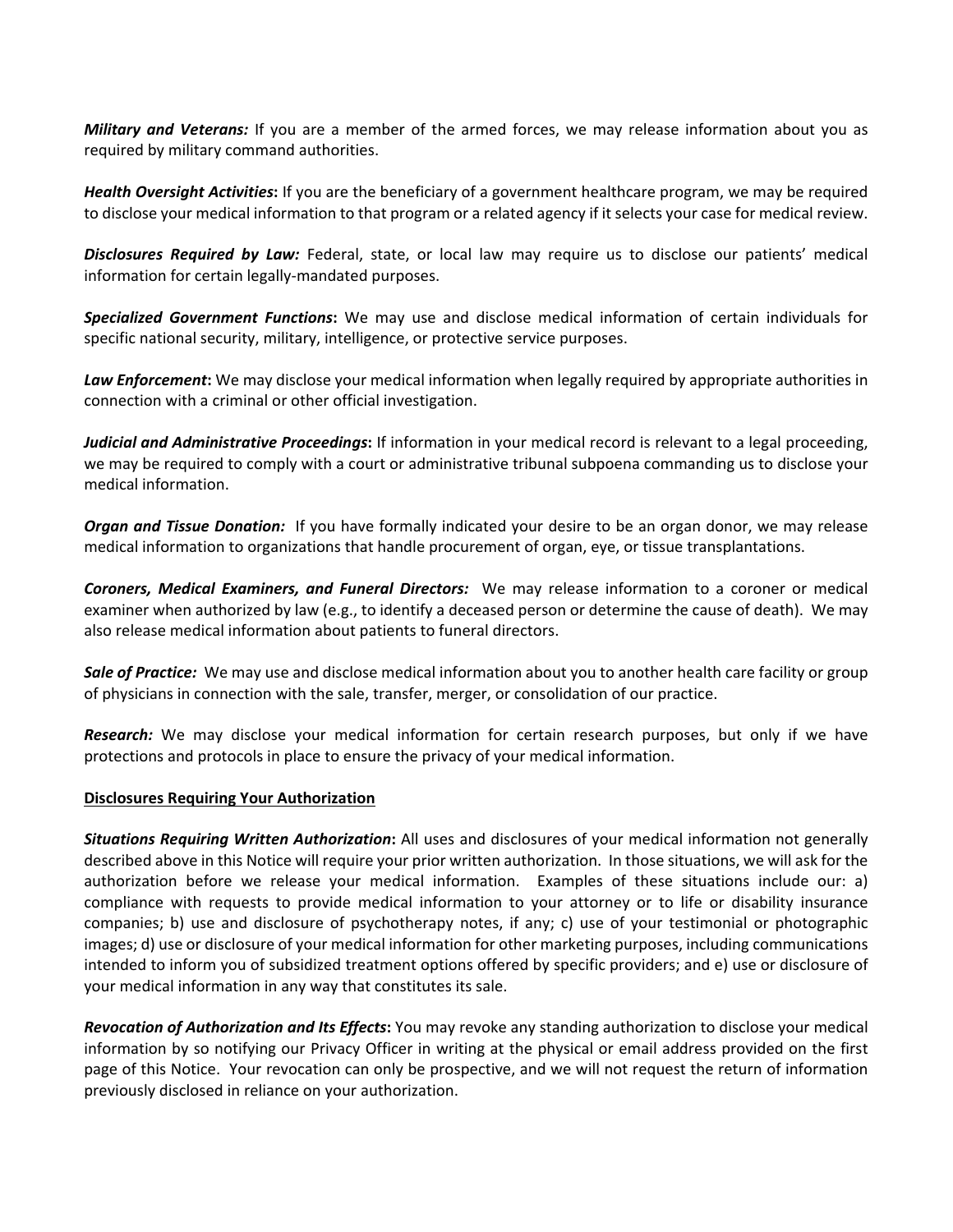***Military and Veterans:*** If you are a member of the armed forces, we may release information about you as required by military command authorities.

***Health Oversight Activities*:** If you are the beneficiary of a government healthcare program, we may be required to disclose your medical information to that program or a related agency if it selects your case for medical review.

***Disclosures Required by Law:*** Federal, state, or local law may require us to disclose our patients' medical information for certain legally-mandated purposes.

***Specialized Government Functions*:** We may use and disclose medical information of certain individuals for specific national security, military, intelligence, or protective service purposes.

***Law Enforcement*:** We may disclose your medical information when legally required by appropriate authorities in connection with a criminal or other official investigation.

***Judicial and Administrative Proceedings*:** If information in your medical record is relevant to a legal proceeding, we may be required to comply with a court or administrative tribunal subpoena commanding us to disclose your medical information.

***Organ and Tissue Donation:*** If you have formally indicated your desire to be an organ donor, we may release medical information to organizations that handle procurement of organ, eye, or tissue transplantations.

***Coroners, Medical Examiners, and Funeral Directors:*** We may release information to a coroner or medical examiner when authorized by law (e.g., to identify a deceased person or determine the cause of death). We may also release medical information about patients to funeral directors.

***Sale of Practice:*** We may use and disclose medical information about you to another health care facility or group of physicians in connection with the sale, transfer, merger, or consolidation of our practice.

***Research:*** We may disclose your medical information for certain research purposes, but only if we have protections and protocols in place to ensure the privacy of your medical information.

**<u>Disclosures Requiring Your Authorization</u>**

***Situations Requiring Written Authorization*:** All uses and disclosures of your medical information not generally described above in this Notice will require your prior written authorization. In those situations, we will ask for the authorization before we release your medical information. Examples of these situations include our: a) compliance with requests to provide medical information to your attorney or to life or disability insurance companies; b) use and disclosure of psychotherapy notes, if any; c) use of your testimonial or photographic images; d) use or disclosure of your medical information for other marketing purposes, including communications intended to inform you of subsidized treatment options offered by specific providers; and e) use or disclosure of your medical information in any way that constitutes its sale.

***Revocation of Authorization and Its Effects*:** You may revoke any standing authorization to disclose your medical information by so notifying our Privacy Officer in writing at the physical or email address provided on the first page of this Notice. Your revocation can only be prospective, and we will not request the return of information previously disclosed in reliance on your authorization.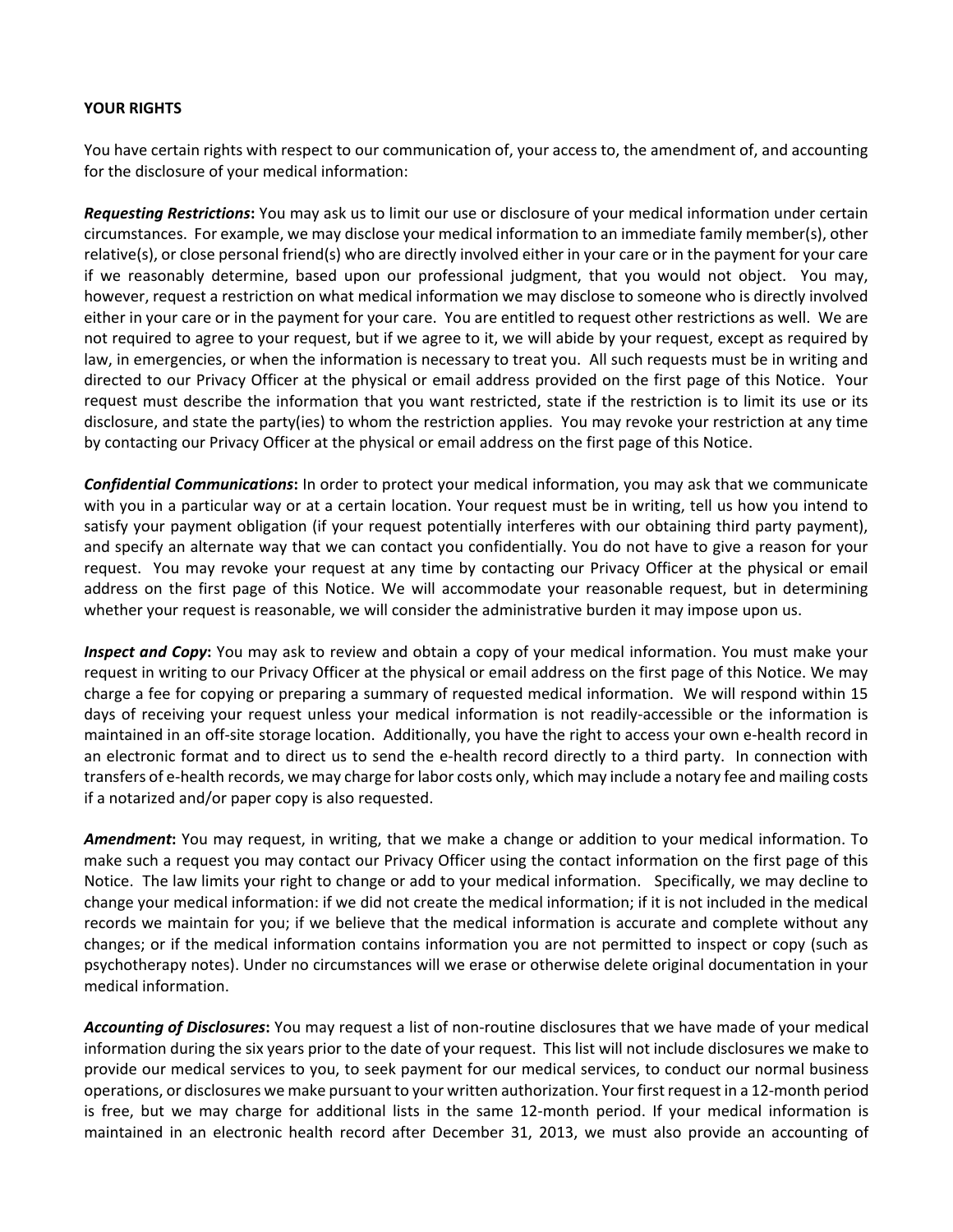**YOUR RIGHTS**

You have certain rights with respect to our communication of, your access to, the amendment of, and accounting for the disclosure of your medical information:

***Requesting Restrictions*:** You may ask us to limit our use or disclosure of your medical information under certain circumstances. For example, we may disclose your medical information to an immediate family member(s), other relative(s), or close personal friend(s) who are directly involved either in your care or in the payment for your care if we reasonably determine, based upon our professional judgment, that you would not object. You may, however, request a restriction on what medical information we may disclose to someone who is directly involved either in your care or in the payment for your care. You are entitled to request other restrictions as well. We are not required to agree to your request, but if we agree to it, we will abide by your request, except as required by law, in emergencies, or when the information is necessary to treat you. All such requests must be in writing and directed to our Privacy Officer at the physical or email address provided on the first page of this Notice. Your request must describe the information that you want restricted, state if the restriction is to limit its use or its disclosure, and state the party(ies) to whom the restriction applies. You may revoke your restriction at any time by contacting our Privacy Officer at the physical or email address on the first page of this Notice.

***Confidential Communications*:** In order to protect your medical information, you may ask that we communicate with you in a particular way or at a certain location. Your request must be in writing, tell us how you intend to satisfy your payment obligation (if your request potentially interferes with our obtaining third party payment), and specify an alternate way that we can contact you confidentially. You do not have to give a reason for your request. You may revoke your request at any time by contacting our Privacy Officer at the physical or email address on the first page of this Notice. We will accommodate your reasonable request, but in determining whether your request is reasonable, we will consider the administrative burden it may impose upon us.

***Inspect and Copy*:** You may ask to review and obtain a copy of your medical information. You must make your request in writing to our Privacy Officer at the physical or email address on the first page of this Notice. We may charge a fee for copying or preparing a summary of requested medical information. We will respond within 15 days of receiving your request unless your medical information is not readily-accessible or the information is maintained in an off-site storage location. Additionally, you have the right to access your own e-health record in an electronic format and to direct us to send the e-health record directly to a third party. In connection with transfers of e-health records, we may charge for labor costs only, which may include a notary fee and mailing costs if a notarized and/or paper copy is also requested.

***Amendment*:** You may request, in writing, that we make a change or addition to your medical information. To make such a request you may contact our Privacy Officer using the contact information on the first page of this Notice. The law limits your right to change or add to your medical information. Specifically, we may decline to change your medical information: if we did not create the medical information; if it is not included in the medical records we maintain for you; if we believe that the medical information is accurate and complete without any changes; or if the medical information contains information you are not permitted to inspect or copy (such as psychotherapy notes). Under no circumstances will we erase or otherwise delete original documentation in your medical information.

***Accounting of Disclosures*:** You may request a list of non-routine disclosures that we have made of your medical information during the six years prior to the date of your request. This list will not include disclosures we make to provide our medical services to you, to seek payment for our medical services, to conduct our normal business operations, or disclosures we make pursuant to your written authorization. Your first request in a 12-month period is free, but we may charge for additional lists in the same 12-month period. If your medical information is maintained in an electronic health record after December 31, 2013, we must also provide an accounting of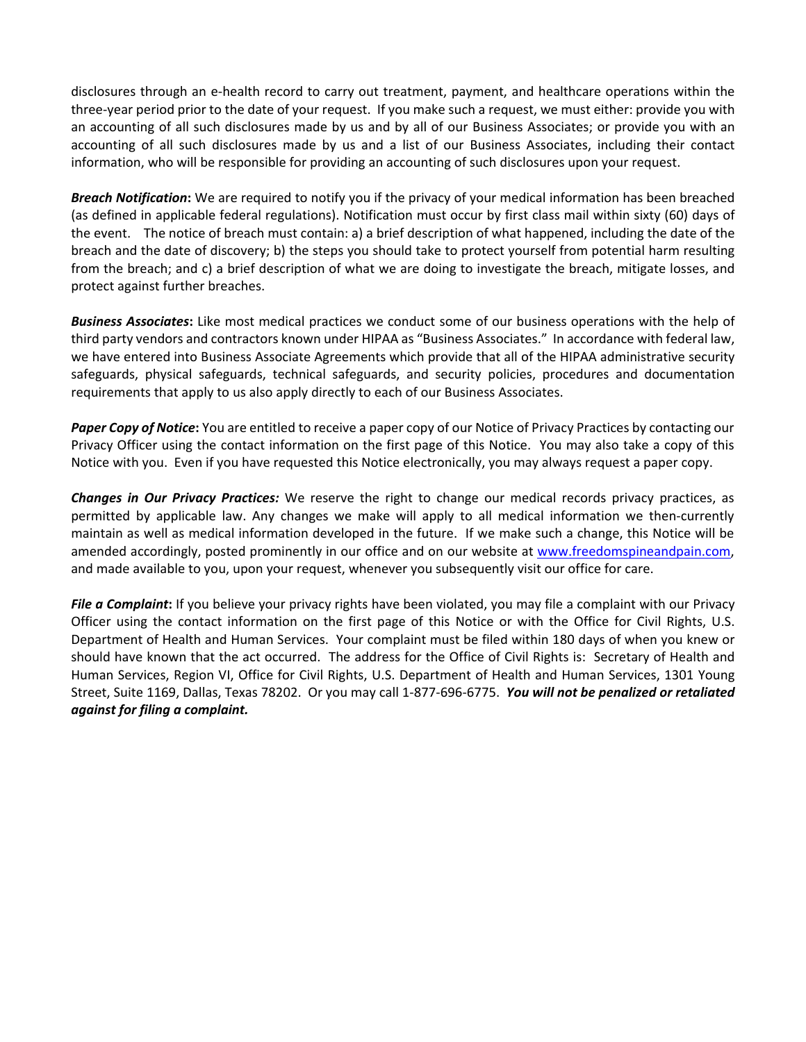disclosures through an e-health record to carry out treatment, payment, and healthcare operations within the three-year period prior to the date of your request. If you make such a request, we must either: provide you with an accounting of all such disclosures made by us and by all of our Business Associates; or provide you with an accounting of all such disclosures made by us and a list of our Business Associates, including their contact information, who will be responsible for providing an accounting of such disclosures upon your request.

***Breach Notification*:** We are required to notify you if the privacy of your medical information has been breached (as defined in applicable federal regulations). Notification must occur by first class mail within sixty (60) days of the event. The notice of breach must contain: a) a brief description of what happened, including the date of the breach and the date of discovery; b) the steps you should take to protect yourself from potential harm resulting from the breach; and c) a brief description of what we are doing to investigate the breach, mitigate losses, and protect against further breaches.

***Business Associates*:** Like most medical practices we conduct some of our business operations with the help of third party vendors and contractors known under HIPAA as "Business Associates." In accordance with federal law, we have entered into Business Associate Agreements which provide that all of the HIPAA administrative security safeguards, physical safeguards, technical safeguards, and security policies, procedures and documentation requirements that apply to us also apply directly to each of our Business Associates.

***Paper Copy of Notice*:** You are entitled to receive a paper copy of our Notice of Privacy Practices by contacting our Privacy Officer using the contact information on the first page of this Notice. You may also take a copy of this Notice with you. Even if you have requested this Notice electronically, you may always request a paper copy.

***Changes in Our Privacy Practices:*** We reserve the right to change our medical records privacy practices, as permitted by applicable law. Any changes we make will apply to all medical information we then-currently maintain as well as medical information developed in the future. If we make such a change, this Notice will be amended accordingly, posted prominently in our office and on our website at [www.freedomspineandpain.com](www.freedomspineandpain.com), and made available to you, upon your request, whenever you subsequently visit our office for care.

***File a Complaint*:** If you believe your privacy rights have been violated, you may file a complaint with our Privacy Officer using the contact information on the first page of this Notice or with the Office for Civil Rights, U.S. Department of Health and Human Services. Your complaint must be filed within 180 days of when you knew or should have known that the act occurred. The address for the Office of Civil Rights is: Secretary of Health and Human Services, Region VI, Office for Civil Rights, U.S. Department of Health and Human Services, 1301 Young Street, Suite 1169, Dallas, Texas 78202. Or you may call 1-877-696-6775. ***You will not be penalized or retaliated against for filing a complaint.***